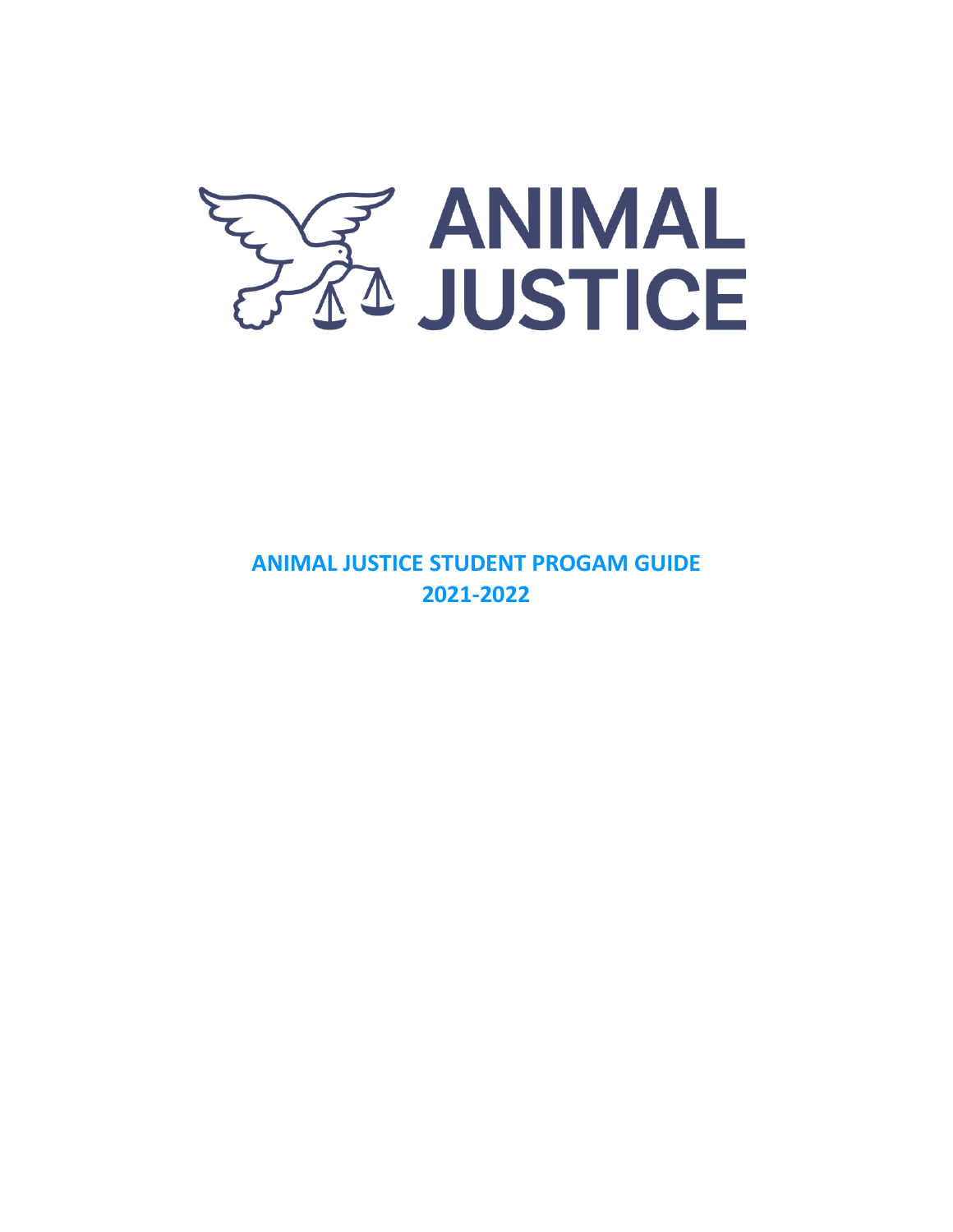# ANIMAL JUSTICE

**ANIMAL JUSTICE STUDENT PROGAM GUIDE**
**2021-2022**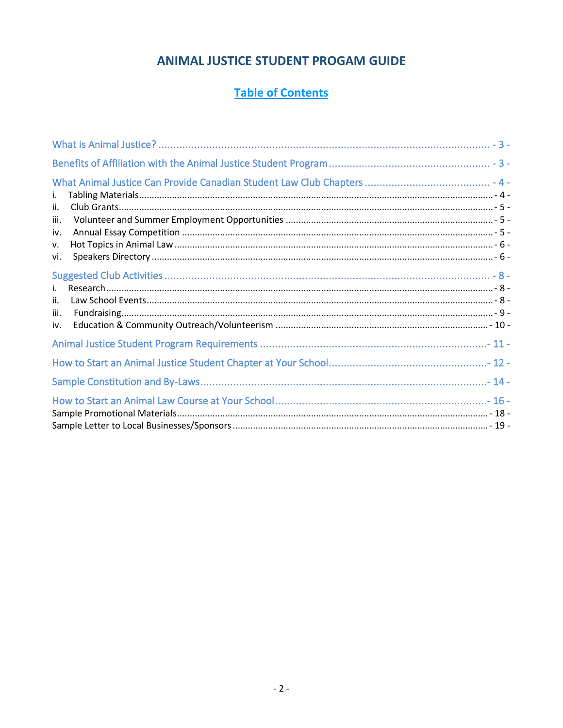# ANIMAL JUSTICE STUDENT PROGAM GUIDE

## Table of Contents

What is Animal Justice? ........................................ - 3 -

Benefits of Affiliation with the Animal Justice Student Program ........................................ - 3 -

What Animal Justice Can Provide Canadian Student Law Club Chapters ........................................ - 4 -

i. Tabling Materials ........................................ - 4 -
ii. Club Grants ........................................ - 5 -
iii. Volunteer and Summer Employment Opportunities ........................................ - 5 -
iv. Annual Essay Competition ........................................ - 5 -
v. Hot Topics in Animal Law ........................................ - 6 -
vi. Speakers Directory ........................................ - 6 -

Suggested Club Activities ........................................ - 8 -

i. Research ........................................ - 8 -
ii. Law School Events ........................................ - 8 -
iii. Fundraising ........................................ - 9 -
iv. Education & Community Outreach/Volunteerism ........................................ - 10 -

Animal Justice Student Program Requirements ........................................ - 11 -

How to Start an Animal Justice Student Chapter at Your School ........................................ - 12 -

Sample Constitution and By-Laws ........................................ - 14 -

How to Start an Animal Law Course at Your School ........................................ - 16 -

Sample Promotional Materials ........................................ - 18 -

Sample Letter to Local Businesses/Sponsors ........................................ - 19 -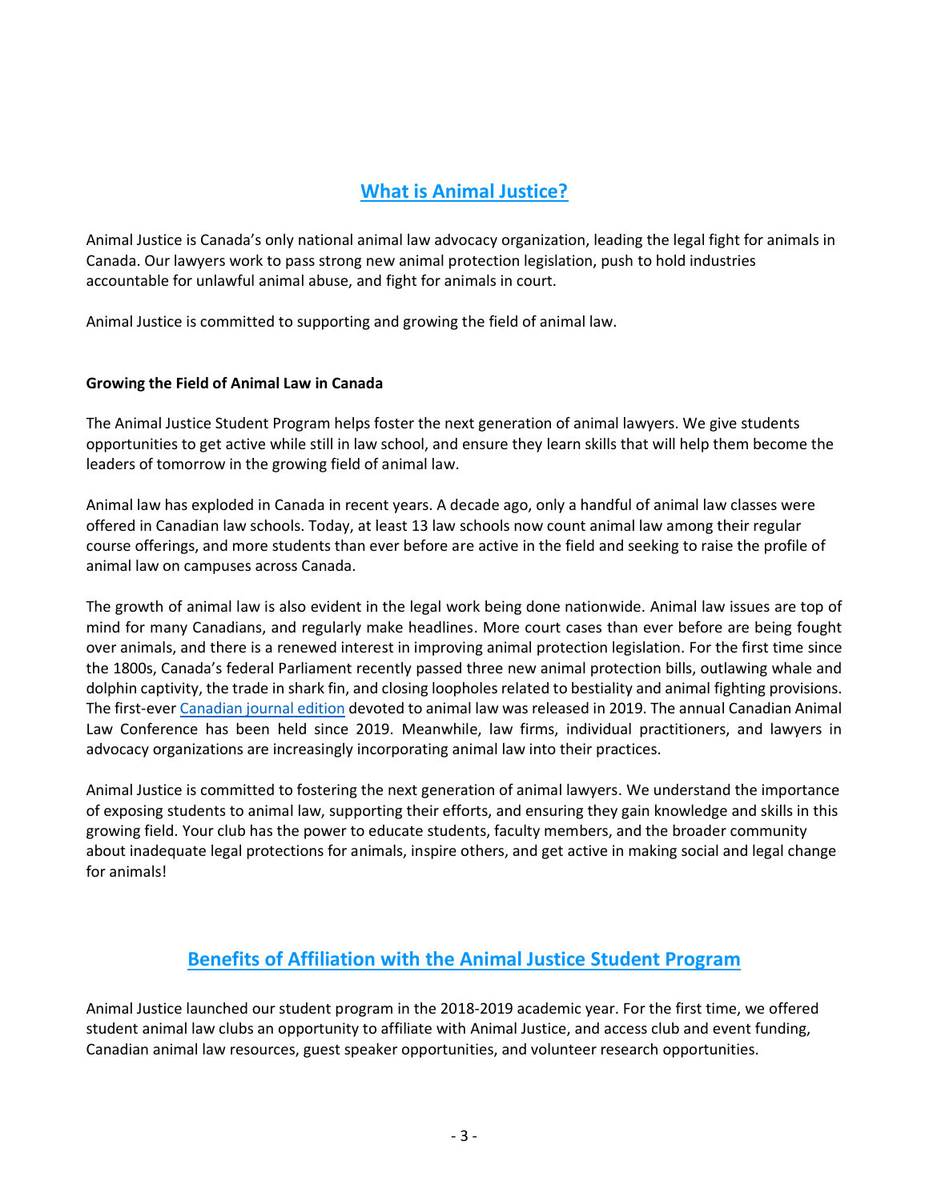## What is Animal Justice?

Animal Justice is Canada's only national animal law advocacy organization, leading the legal fight for animals in Canada. Our lawyers work to pass strong new animal protection legislation, push to hold industries accountable for unlawful animal abuse, and fight for animals in court.

Animal Justice is committed to supporting and growing the field of animal law.

**Growing the Field of Animal Law in Canada**

The Animal Justice Student Program helps foster the next generation of animal lawyers. We give students opportunities to get active while still in law school, and ensure they learn skills that will help them become the leaders of tomorrow in the growing field of animal law.

Animal law has exploded in Canada in recent years. A decade ago, only a handful of animal law classes were offered in Canadian law schools. Today, at least 13 law schools now count animal law among their regular course offerings, and more students than ever before are active in the field and seeking to raise the profile of animal law on campuses across Canada.

The growth of animal law is also evident in the legal work being done nationwide. Animal law issues are top of mind for many Canadians, and regularly make headlines. More court cases than ever before are being fought over animals, and there is a renewed interest in improving animal protection legislation. For the first time since the 1800s, Canada's federal Parliament recently passed three new animal protection bills, outlawing whale and dolphin captivity, the trade in shark fin, and closing loopholes related to bestiality and animal fighting provisions. The first-ever Canadian journal edition devoted to animal law was released in 2019. The annual Canadian Animal Law Conference has been held since 2019. Meanwhile, law firms, individual practitioners, and lawyers in advocacy organizations are increasingly incorporating animal law into their practices.

Animal Justice is committed to fostering the next generation of animal lawyers. We understand the importance of exposing students to animal law, supporting their efforts, and ensuring they gain knowledge and skills in this growing field. Your club has the power to educate students, faculty members, and the broader community about inadequate legal protections for animals, inspire others, and get active in making social and legal change for animals!

## Benefits of Affiliation with the Animal Justice Student Program

Animal Justice launched our student program in the 2018-2019 academic year. For the first time, we offered student animal law clubs an opportunity to affiliate with Animal Justice, and access club and event funding, Canadian animal law resources, guest speaker opportunities, and volunteer research opportunities.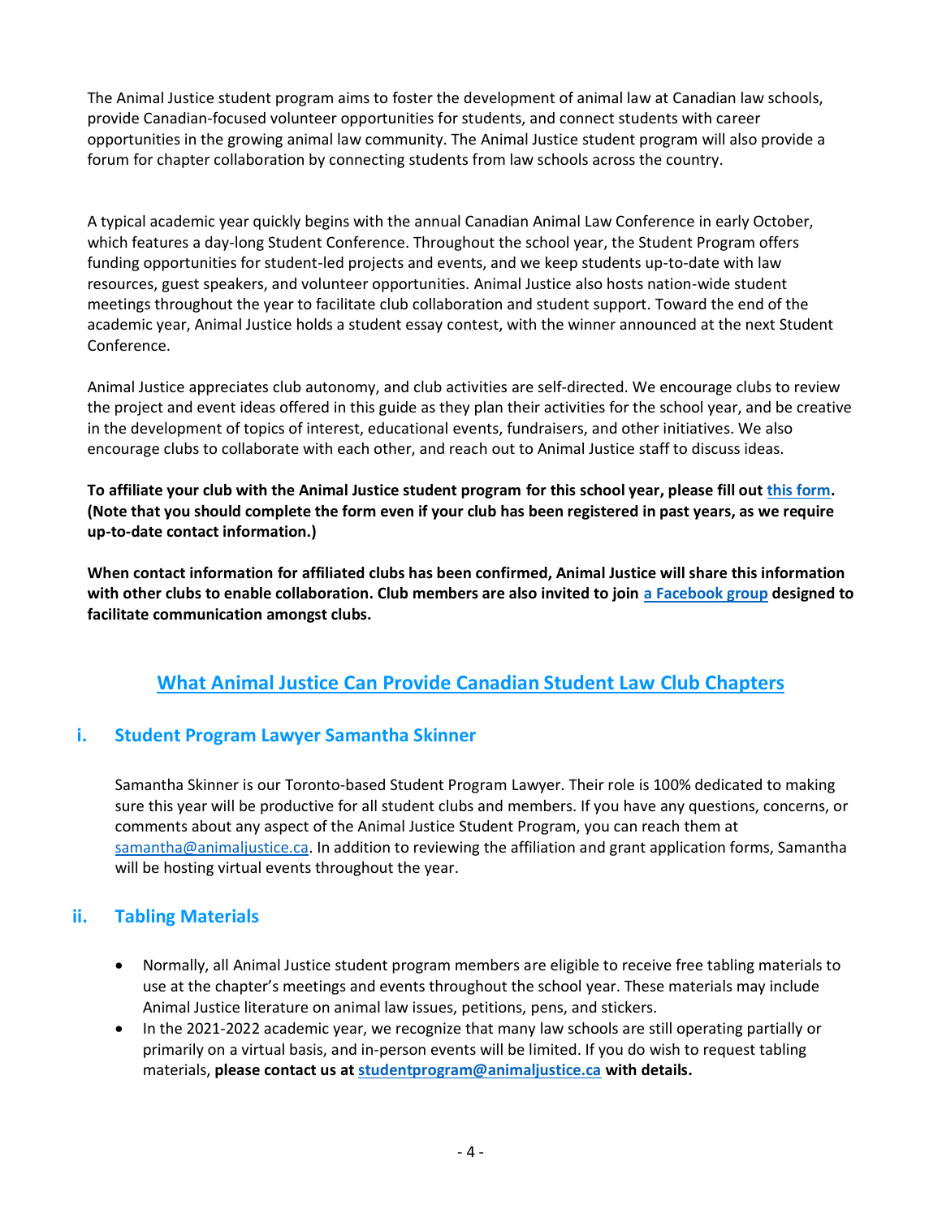The Animal Justice student program aims to foster the development of animal law at Canadian law schools, provide Canadian-focused volunteer opportunities for students, and connect students with career opportunities in the growing animal law community. The Animal Justice student program will also provide a forum for chapter collaboration by connecting students from law schools across the country.

A typical academic year quickly begins with the annual Canadian Animal Law Conference in early October, which features a day-long Student Conference. Throughout the school year, the Student Program offers funding opportunities for student-led projects and events, and we keep students up-to-date with law resources, guest speakers, and volunteer opportunities. Animal Justice also hosts nation-wide student meetings throughout the year to facilitate club collaboration and student support. Toward the end of the academic year, Animal Justice holds a student essay contest, with the winner announced at the next Student Conference.

Animal Justice appreciates club autonomy, and club activities are self-directed. We encourage clubs to review the project and event ideas offered in this guide as they plan their activities for the school year, and be creative in the development of topics of interest, educational events, fundraisers, and other initiatives. We also encourage clubs to collaborate with each other, and reach out to Animal Justice staff to discuss ideas.

**To affiliate your club with the Animal Justice student program for this school year, please fill out this form. (Note that you should complete the form even if your club has been registered in past years, as we require up-to-date contact information.)**

**When contact information for affiliated clubs has been confirmed, Animal Justice will share this information with other clubs to enable collaboration. Club members are also invited to join a Facebook group designed to facilitate communication amongst clubs.**

## What Animal Justice Can Provide Canadian Student Law Club Chapters

### i. Student Program Lawyer Samantha Skinner

Samantha Skinner is our Toronto-based Student Program Lawyer. Their role is 100% dedicated to making sure this year will be productive for all student clubs and members. If you have any questions, concerns, or comments about any aspect of the Animal Justice Student Program, you can reach them at samantha@animaljustice.ca. In addition to reviewing the affiliation and grant application forms, Samantha will be hosting virtual events throughout the year.

### ii. Tabling Materials

- Normally, all Animal Justice student program members are eligible to receive free tabling materials to use at the chapter's meetings and events throughout the school year. These materials may include Animal Justice literature on animal law issues, petitions, pens, and stickers.
- In the 2021-2022 academic year, we recognize that many law schools are still operating partially or primarily on a virtual basis, and in-person events will be limited. If you do wish to request tabling materials, **please contact us at studentprogram@animaljustice.ca with details.**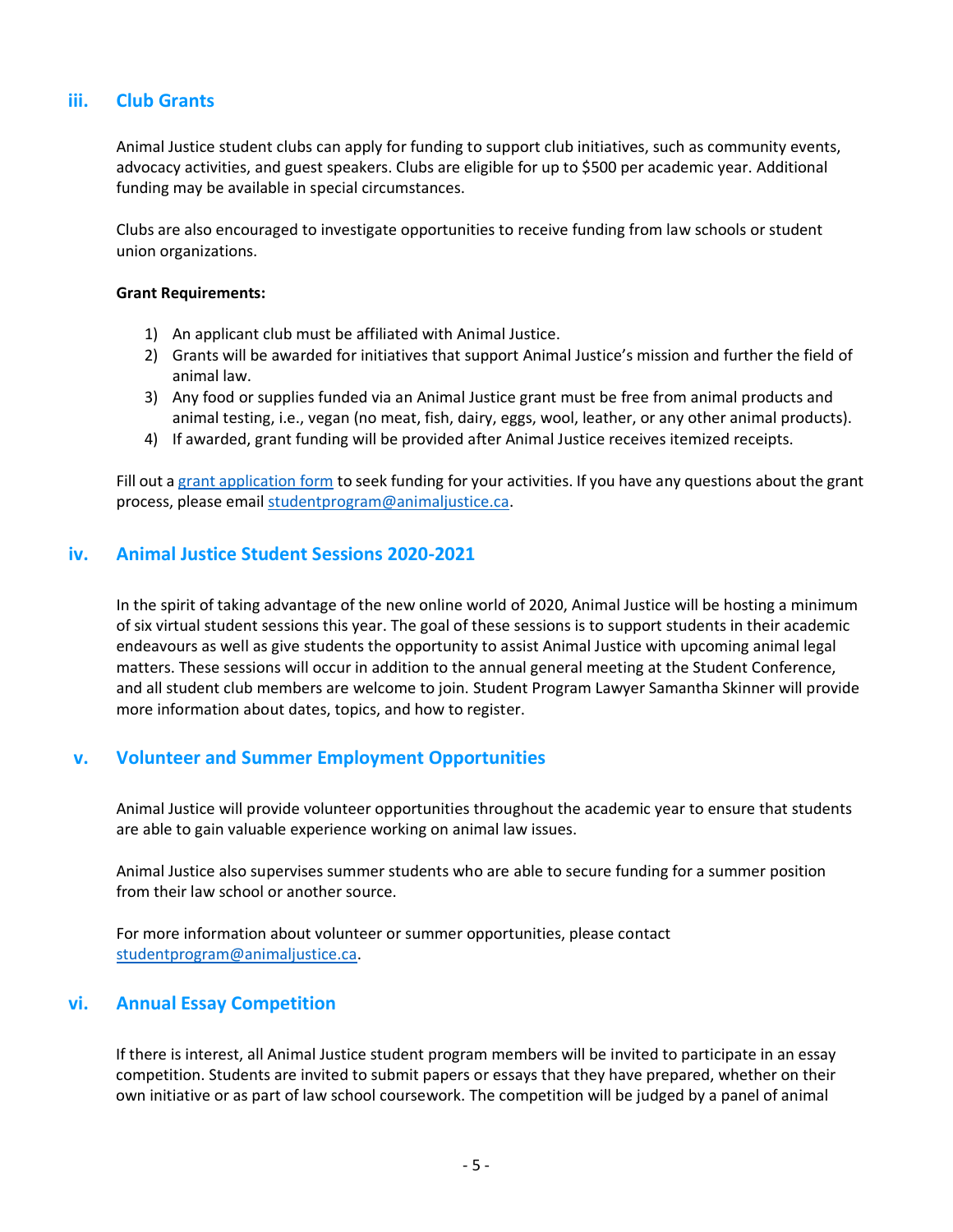### iii. Club Grants

Animal Justice student clubs can apply for funding to support club initiatives, such as community events, advocacy activities, and guest speakers. Clubs are eligible for up to $500 per academic year. Additional funding may be available in special circumstances.

Clubs are also encouraged to investigate opportunities to receive funding from law schools or student union organizations.

**Grant Requirements:**

1) An applicant club must be affiliated with Animal Justice.
2) Grants will be awarded for initiatives that support Animal Justice's mission and further the field of animal law.
3) Any food or supplies funded via an Animal Justice grant must be free from animal products and animal testing, i.e., vegan (no meat, fish, dairy, eggs, wool, leather, or any other animal products).
4) If awarded, grant funding will be provided after Animal Justice receives itemized receipts.

Fill out a grant application form to seek funding for your activities. If you have any questions about the grant process, please email studentprogram@animaljustice.ca.

### iv. Animal Justice Student Sessions 2020-2021

In the spirit of taking advantage of the new online world of 2020, Animal Justice will be hosting a minimum of six virtual student sessions this year. The goal of these sessions is to support students in their academic endeavours as well as give students the opportunity to assist Animal Justice with upcoming animal legal matters. These sessions will occur in addition to the annual general meeting at the Student Conference, and all student club members are welcome to join. Student Program Lawyer Samantha Skinner will provide more information about dates, topics, and how to register.

### v. Volunteer and Summer Employment Opportunities

Animal Justice will provide volunteer opportunities throughout the academic year to ensure that students are able to gain valuable experience working on animal law issues.

Animal Justice also supervises summer students who are able to secure funding for a summer position from their law school or another source.

For more information about volunteer or summer opportunities, please contact studentprogram@animaljustice.ca.

### vi. Annual Essay Competition

If there is interest, all Animal Justice student program members will be invited to participate in an essay competition. Students are invited to submit papers or essays that they have prepared, whether on their own initiative or as part of law school coursework. The competition will be judged by a panel of animal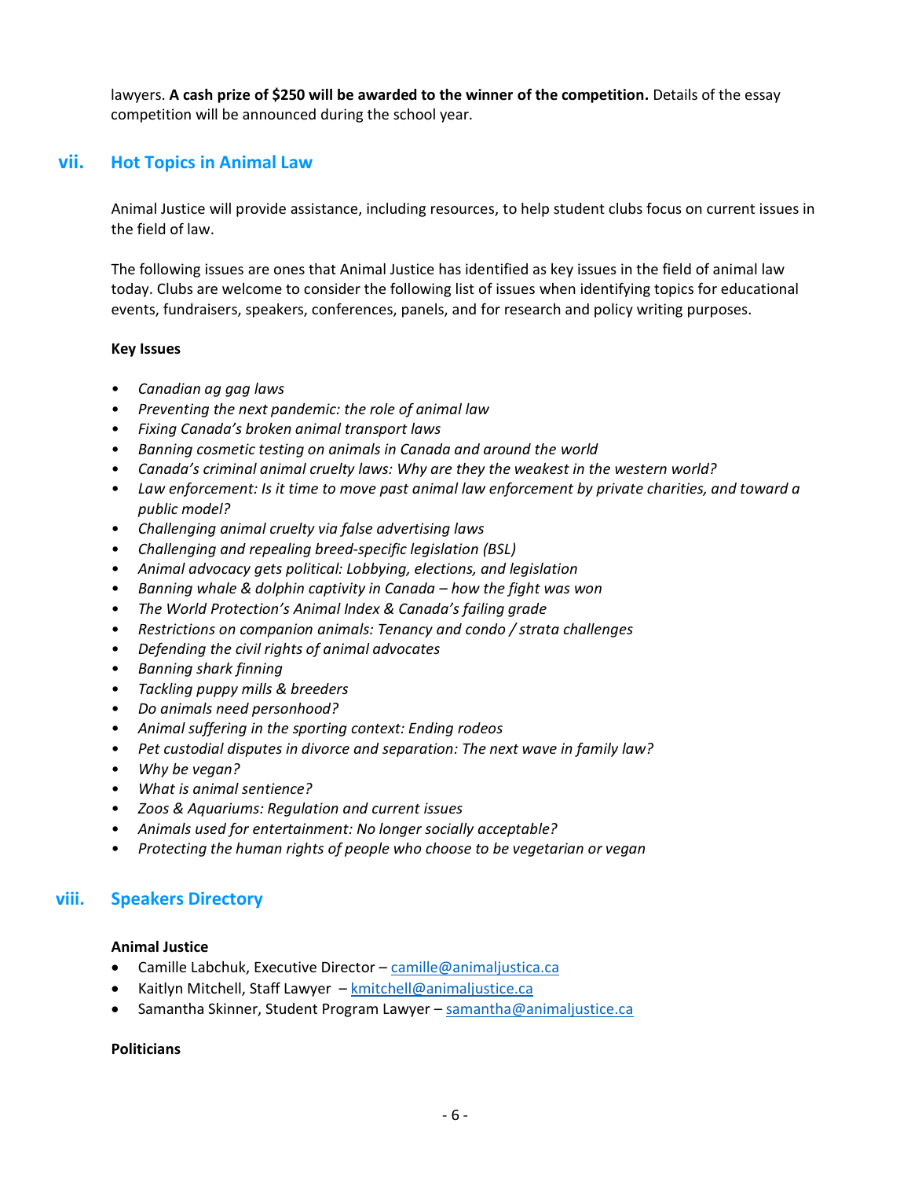lawyers. **A cash prize of $250 will be awarded to the winner of the competition.** Details of the essay competition will be announced during the school year.

## vii. Hot Topics in Animal Law

Animal Justice will provide assistance, including resources, to help student clubs focus on current issues in the field of law.

The following issues are ones that Animal Justice has identified as key issues in the field of animal law today. Clubs are welcome to consider the following list of issues when identifying topics for educational events, fundraisers, speakers, conferences, panels, and for research and policy writing purposes.

**Key Issues**

- *Canadian ag gag laws*
- *Preventing the next pandemic: the role of animal law*
- *Fixing Canada's broken animal transport laws*
- *Banning cosmetic testing on animals in Canada and around the world*
- *Canada's criminal animal cruelty laws: Why are they the weakest in the western world?*
- *Law enforcement: Is it time to move past animal law enforcement by private charities, and toward a public model?*
- *Challenging animal cruelty via false advertising laws*
- *Challenging and repealing breed-specific legislation (BSL)*
- *Animal advocacy gets political: Lobbying, elections, and legislation*
- *Banning whale & dolphin captivity in Canada – how the fight was won*
- *The World Protection's Animal Index & Canada's failing grade*
- *Restrictions on companion animals: Tenancy and condo / strata challenges*
- *Defending the civil rights of animal advocates*
- *Banning shark finning*
- *Tackling puppy mills & breeders*
- *Do animals need personhood?*
- *Animal suffering in the sporting context: Ending rodeos*
- *Pet custodial disputes in divorce and separation: The next wave in family law?*
- *Why be vegan?*
- *What is animal sentience?*
- *Zoos & Aquariums: Regulation and current issues*
- *Animals used for entertainment: No longer socially acceptable?*
- *Protecting the human rights of people who choose to be vegetarian or vegan*

## viii. Speakers Directory

**Animal Justice**

- Camille Labchuk, Executive Director – camille@animaljustica.ca
- Kaitlyn Mitchell, Staff Lawyer – kmitchell@animaljustice.ca
- Samantha Skinner, Student Program Lawyer – samantha@animaljustice.ca

**Politicians**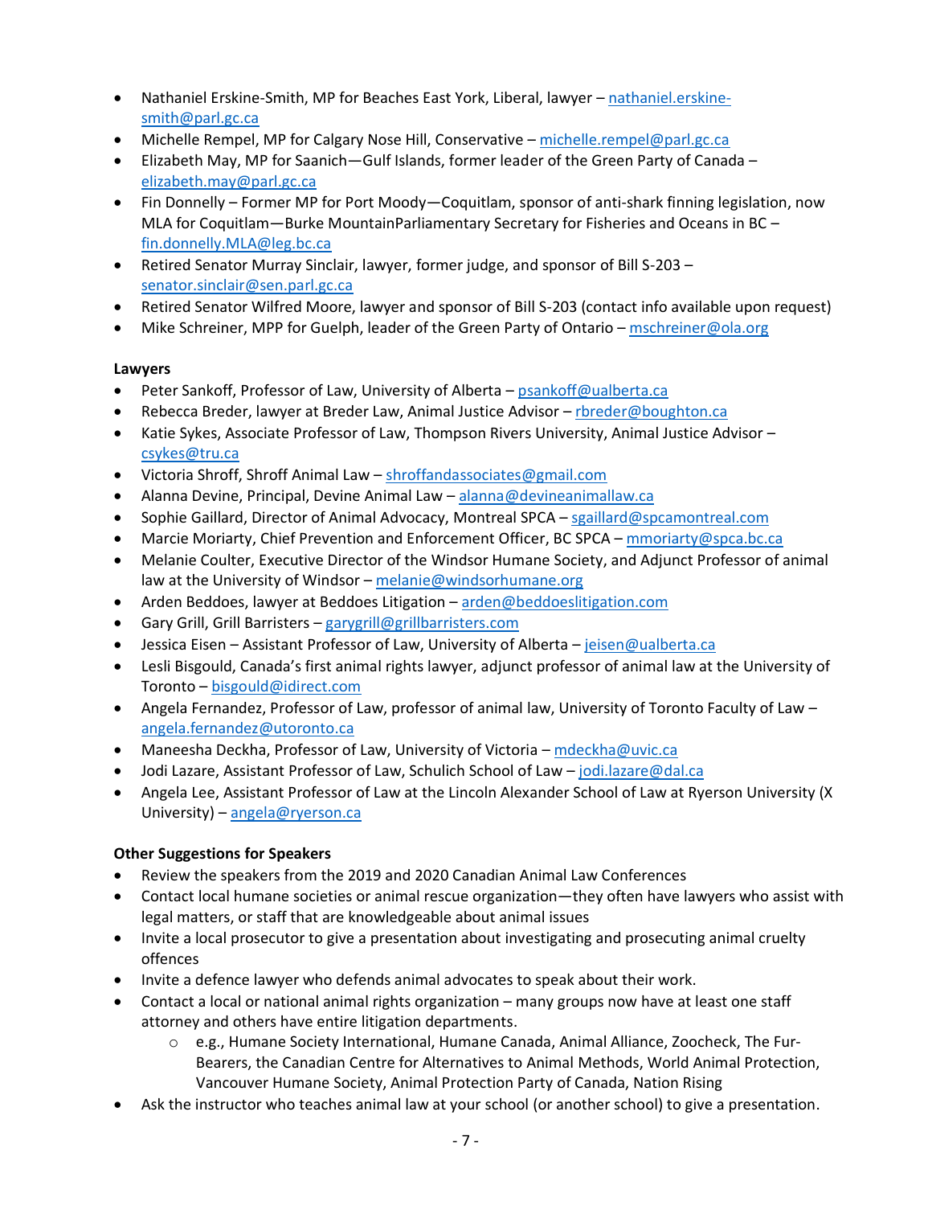- Nathaniel Erskine-Smith, MP for Beaches East York, Liberal, lawyer – nathaniel.erskine-smith@parl.gc.ca
- Michelle Rempel, MP for Calgary Nose Hill, Conservative – michelle.rempel@parl.gc.ca
- Elizabeth May, MP for Saanich—Gulf Islands, former leader of the Green Party of Canada – elizabeth.may@parl.gc.ca
- Fin Donnelly – Former MP for Port Moody—Coquitlam, sponsor of anti-shark finning legislation, now MLA for Coquitlam—Burke MountainParliamentary Secretary for Fisheries and Oceans in BC – fin.donnelly.MLA@leg.bc.ca
- Retired Senator Murray Sinclair, lawyer, former judge, and sponsor of Bill S-203 – senator.sinclair@sen.parl.gc.ca
- Retired Senator Wilfred Moore, lawyer and sponsor of Bill S-203 (contact info available upon request)
- Mike Schreiner, MPP for Guelph, leader of the Green Party of Ontario – mschreiner@ola.org

**Lawyers**

- Peter Sankoff, Professor of Law, University of Alberta – psankoff@ualberta.ca
- Rebecca Breder, lawyer at Breder Law, Animal Justice Advisor – rbreder@boughton.ca
- Katie Sykes, Associate Professor of Law, Thompson Rivers University, Animal Justice Advisor – csykes@tru.ca
- Victoria Shroff, Shroff Animal Law – shroffandassociates@gmail.com
- Alanna Devine, Principal, Devine Animal Law – alanna@devineanimallaw.ca
- Sophie Gaillard, Director of Animal Advocacy, Montreal SPCA – sgaillard@spcamontreal.com
- Marcie Moriarty, Chief Prevention and Enforcement Officer, BC SPCA – mmoriarty@spca.bc.ca
- Melanie Coulter, Executive Director of the Windsor Humane Society, and Adjunct Professor of animal law at the University of Windsor – melanie@windsorhumane.org
- Arden Beddoes, lawyer at Beddoes Litigation – arden@beddoeslitigation.com
- Gary Grill, Grill Barristers – garygrill@grillbarristers.com
- Jessica Eisen – Assistant Professor of Law, University of Alberta – jeisen@ualberta.ca
- Lesli Bisgould, Canada's first animal rights lawyer, adjunct professor of animal law at the University of Toronto – bisgould@idirect.com
- Angela Fernandez, Professor of Law, professor of animal law, University of Toronto Faculty of Law – angela.fernandez@utoronto.ca
- Maneesha Deckha, Professor of Law, University of Victoria – mdeckha@uvic.ca
- Jodi Lazare, Assistant Professor of Law, Schulich School of Law – jodi.lazare@dal.ca
- Angela Lee, Assistant Professor of Law at the Lincoln Alexander School of Law at Ryerson University (X University) – angela@ryerson.ca

**Other Suggestions for Speakers**

- Review the speakers from the 2019 and 2020 Canadian Animal Law Conferences
- Contact local humane societies or animal rescue organization—they often have lawyers who assist with legal matters, or staff that are knowledgeable about animal issues
- Invite a local prosecutor to give a presentation about investigating and prosecuting animal cruelty offences
- Invite a defence lawyer who defends animal advocates to speak about their work.
- Contact a local or national animal rights organization – many groups now have at least one staff attorney and others have entire litigation departments.
    - e.g., Humane Society International, Humane Canada, Animal Alliance, Zoocheck, The Fur-Bearers, the Canadian Centre for Alternatives to Animal Methods, World Animal Protection, Vancouver Humane Society, Animal Protection Party of Canada, Nation Rising
- Ask the instructor who teaches animal law at your school (or another school) to give a presentation.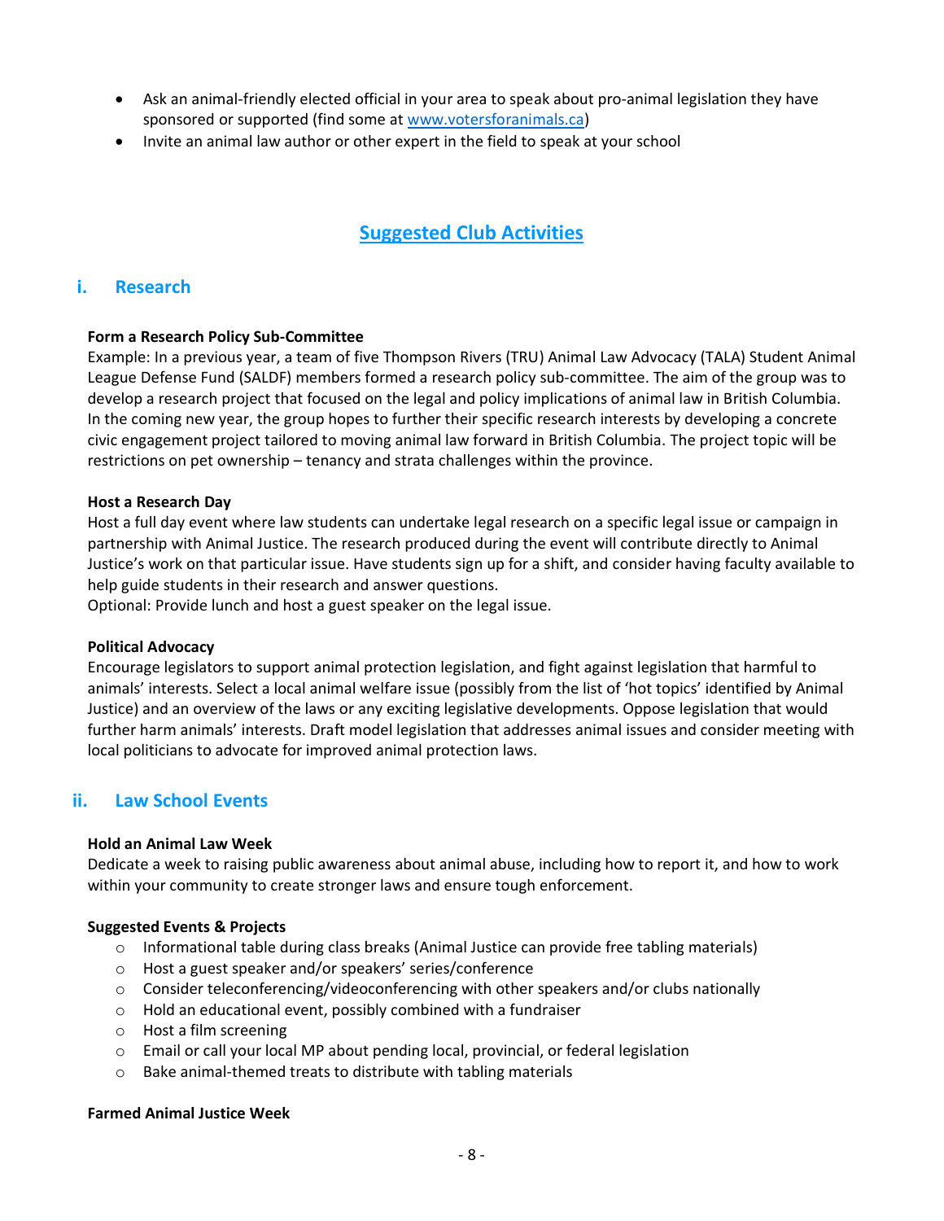- Ask an animal-friendly elected official in your area to speak about pro-animal legislation they have sponsored or supported (find some at [www.votersforanimals.ca](http://www.votersforanimals.ca))
- Invite an animal law author or other expert in the field to speak at your school

## Suggested Club Activities

### i. Research

**Form a Research Policy Sub-Committee**

Example: In a previous year, a team of five Thompson Rivers (TRU) Animal Law Advocacy (TALA) Student Animal League Defense Fund (SALDF) members formed a research policy sub-committee. The aim of the group was to develop a research project that focused on the legal and policy implications of animal law in British Columbia. In the coming new year, the group hopes to further their specific research interests by developing a concrete civic engagement project tailored to moving animal law forward in British Columbia. The project topic will be restrictions on pet ownership – tenancy and strata challenges within the province.

**Host a Research Day**

Host a full day event where law students can undertake legal research on a specific legal issue or campaign in partnership with Animal Justice. The research produced during the event will contribute directly to Animal Justice's work on that particular issue. Have students sign up for a shift, and consider having faculty available to help guide students in their research and answer questions.
Optional: Provide lunch and host a guest speaker on the legal issue.

**Political Advocacy**

Encourage legislators to support animal protection legislation, and fight against legislation that harmful to animals' interests. Select a local animal welfare issue (possibly from the list of 'hot topics' identified by Animal Justice) and an overview of the laws or any exciting legislative developments. Oppose legislation that would further harm animals' interests. Draft model legislation that addresses animal issues and consider meeting with local politicians to advocate for improved animal protection laws.

### ii. Law School Events

**Hold an Animal Law Week**

Dedicate a week to raising public awareness about animal abuse, including how to report it, and how to work within your community to create stronger laws and ensure tough enforcement.

**Suggested Events & Projects**

- Informational table during class breaks (Animal Justice can provide free tabling materials)
- Host a guest speaker and/or speakers' series/conference
- Consider teleconferencing/videoconferencing with other speakers and/or clubs nationally
- Hold an educational event, possibly combined with a fundraiser
- Host a film screening
- Email or call your local MP about pending local, provincial, or federal legislation
- Bake animal-themed treats to distribute with tabling materials

**Farmed Animal Justice Week**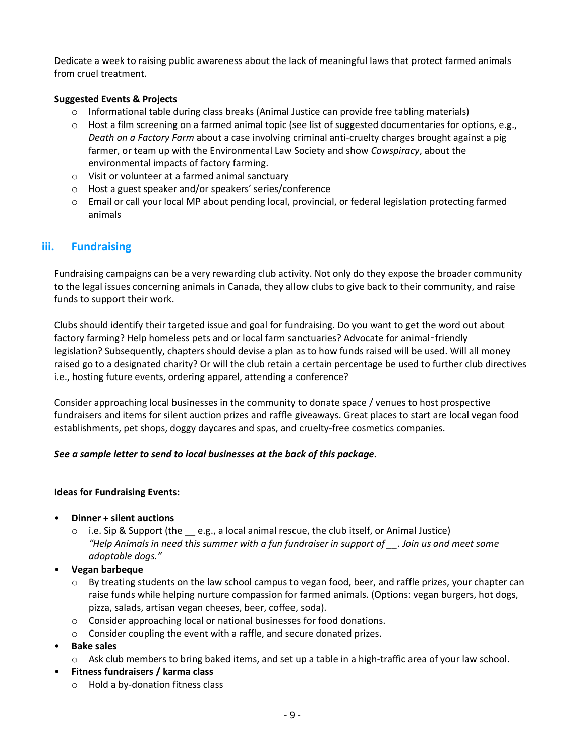Dedicate a week to raising public awareness about the lack of meaningful laws that protect farmed animals from cruel treatment.

**Suggested Events & Projects**

- Informational table during class breaks (Animal Justice can provide free tabling materials)
- Host a film screening on a farmed animal topic (see list of suggested documentaries for options, e.g., *Death on a Factory Farm* about a case involving criminal anti-cruelty charges brought against a pig farmer, or team up with the Environmental Law Society and show *Cowspiracy*, about the environmental impacts of factory farming.
- Visit or volunteer at a farmed animal sanctuary
- Host a guest speaker and/or speakers' series/conference
- Email or call your local MP about pending local, provincial, or federal legislation protecting farmed animals

## iii. Fundraising

Fundraising campaigns can be a very rewarding club activity. Not only do they expose the broader community to the legal issues concerning animals in Canada, they allow clubs to give back to their community, and raise funds to support their work.

Clubs should identify their targeted issue and goal for fundraising. Do you want to get the word out about factory farming? Help homeless pets and or local farm sanctuaries? Advocate for animal‑friendly legislation? Subsequently, chapters should devise a plan as to how funds raised will be used. Will all money raised go to a designated charity? Or will the club retain a certain percentage be used to further club directives i.e., hosting future events, ordering apparel, attending a conference?

Consider approaching local businesses in the community to donate space / venues to host prospective fundraisers and items for silent auction prizes and raffle giveaways. Great places to start are local vegan food establishments, pet shops, doggy daycares and spas, and cruelty-free cosmetics companies.

***See a sample letter to send to local businesses at the back of this package.***

**Ideas for Fundraising Events:**

- **Dinner + silent auctions**
  - i.e. Sip & Support (the __ e.g., a local animal rescue, the club itself, or Animal Justice) *"Help Animals in need this summer with a fun fundraiser in support of __. Join us and meet some adoptable dogs."*
- **Vegan barbeque**
  - By treating students on the law school campus to vegan food, beer, and raffle prizes, your chapter can raise funds while helping nurture compassion for farmed animals. (Options: vegan burgers, hot dogs, pizza, salads, artisan vegan cheeses, beer, coffee, soda).
  - Consider approaching local or national businesses for food donations.
  - Consider coupling the event with a raffle, and secure donated prizes.
- **Bake sales**
  - Ask club members to bring baked items, and set up a table in a high-traffic area of your law school.
- **Fitness fundraisers / karma class**
  - Hold a by-donation fitness class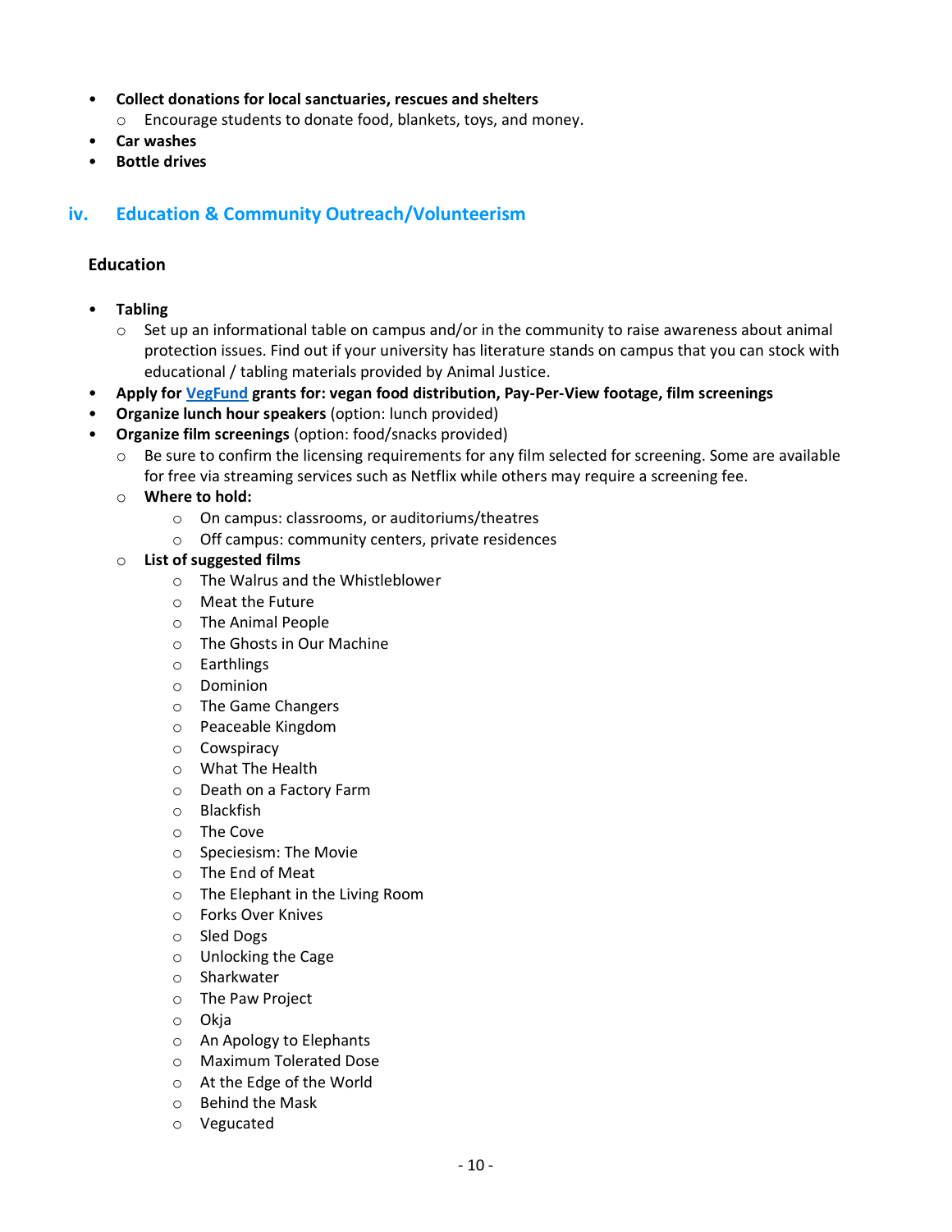- **Collect donations for local sanctuaries, rescues and shelters**
  - Encourage students to donate food, blankets, toys, and money.
- **Car washes**
- **Bottle drives**

## iv. Education & Community Outreach/Volunteerism

### Education

- **Tabling**
  - Set up an informational table on campus and/or in the community to raise awareness about animal protection issues. Find out if your university has literature stands on campus that you can stock with educational / tabling materials provided by Animal Justice.
- **Apply for VegFund grants for: vegan food distribution, Pay-Per-View footage, film screenings**
- **Organize lunch hour speakers** (option: lunch provided)
- **Organize film screenings** (option: food/snacks provided)
  - Be sure to confirm the licensing requirements for any film selected for screening. Some are available for free via streaming services such as Netflix while others may require a screening fee.
  - **Where to hold:**
    - On campus: classrooms, or auditoriums/theatres
    - Off campus: community centers, private residences
  - **List of suggested films**
    - The Walrus and the Whistleblower
    - Meat the Future
    - The Animal People
    - The Ghosts in Our Machine
    - Earthlings
    - Dominion
    - The Game Changers
    - Peaceable Kingdom
    - Cowspiracy
    - What The Health
    - Death on a Factory Farm
    - Blackfish
    - The Cove
    - Speciesism: The Movie
    - The End of Meat
    - The Elephant in the Living Room
    - Forks Over Knives
    - Sled Dogs
    - Unlocking the Cage
    - Sharkwater
    - The Paw Project
    - Okja
    - An Apology to Elephants
    - Maximum Tolerated Dose
    - At the Edge of the World
    - Behind the Mask
    - Vegucated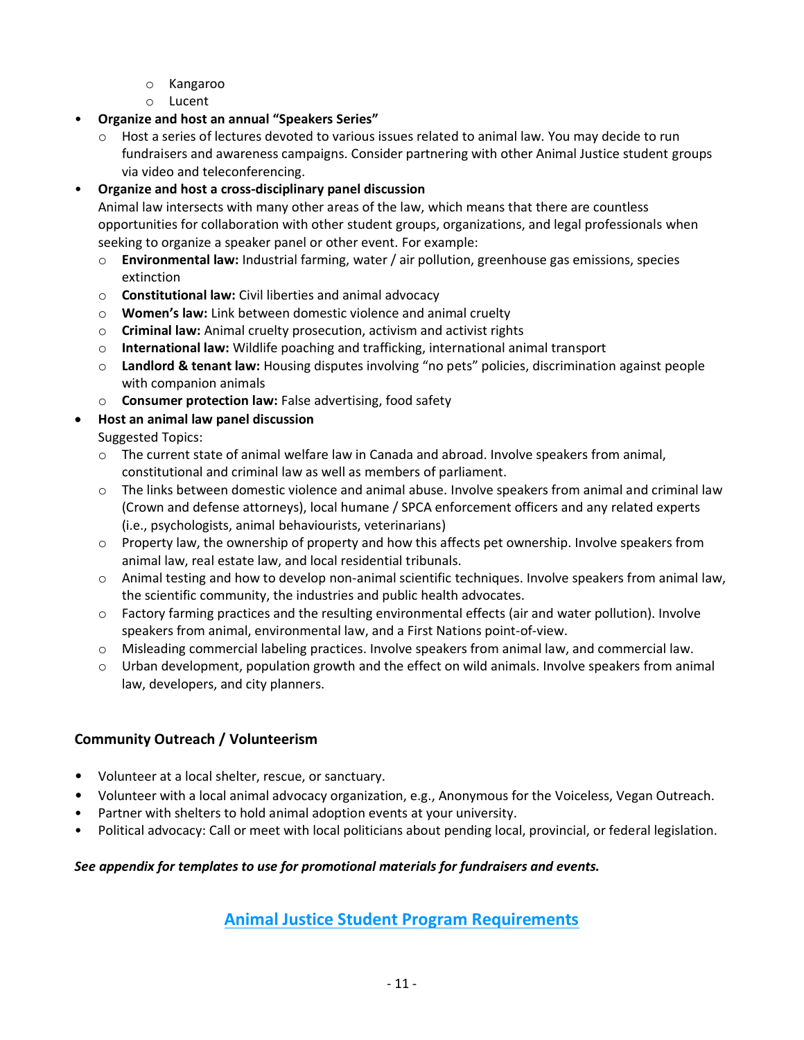- Kangaroo
    - Lucent

- **Organize and host an annual "Speakers Series"**
    - Host a series of lectures devoted to various issues related to animal law. You may decide to run fundraisers and awareness campaigns. Consider partnering with other Animal Justice student groups via video and teleconferencing.
- **Organize and host a cross-disciplinary panel discussion**
  Animal law intersects with many other areas of the law, which means that there are countless opportunities for collaboration with other student groups, organizations, and legal professionals when seeking to organize a speaker panel or other event. For example:
    - **Environmental law:** Industrial farming, water / air pollution, greenhouse gas emissions, species extinction
    - **Constitutional law:** Civil liberties and animal advocacy
    - **Women's law:** Link between domestic violence and animal cruelty
    - **Criminal law:** Animal cruelty prosecution, activism and activist rights
    - **International law:** Wildlife poaching and trafficking, international animal transport
    - **Landlord & tenant law:** Housing disputes involving "no pets" policies, discrimination against people with companion animals
    - **Consumer protection law:** False advertising, food safety
- **Host an animal law panel discussion**
  Suggested Topics:
    - The current state of animal welfare law in Canada and abroad. Involve speakers from animal, constitutional and criminal law as well as members of parliament.
    - The links between domestic violence and animal abuse. Involve speakers from animal and criminal law (Crown and defense attorneys), local humane / SPCA enforcement officers and any related experts (i.e., psychologists, animal behaviourists, veterinarians)
    - Property law, the ownership of property and how this affects pet ownership. Involve speakers from animal law, real estate law, and local residential tribunals.
    - Animal testing and how to develop non-animal scientific techniques. Involve speakers from animal law, the scientific community, the industries and public health advocates.
    - Factory farming practices and the resulting environmental effects (air and water pollution). Involve speakers from animal, environmental law, and a First Nations point-of-view.
    - Misleading commercial labeling practices. Involve speakers from animal law, and commercial law.
    - Urban development, population growth and the effect on wild animals. Involve speakers from animal law, developers, and city planners.

### Community Outreach / Volunteerism

- Volunteer at a local shelter, rescue, or sanctuary.
- Volunteer with a local animal advocacy organization, e.g., Anonymous for the Voiceless, Vegan Outreach.
- Partner with shelters to hold animal adoption events at your university.
- Political advocacy: Call or meet with local politicians about pending local, provincial, or federal legislation.

***See appendix for templates to use for promotional materials for fundraisers and events.***

## Animal Justice Student Program Requirements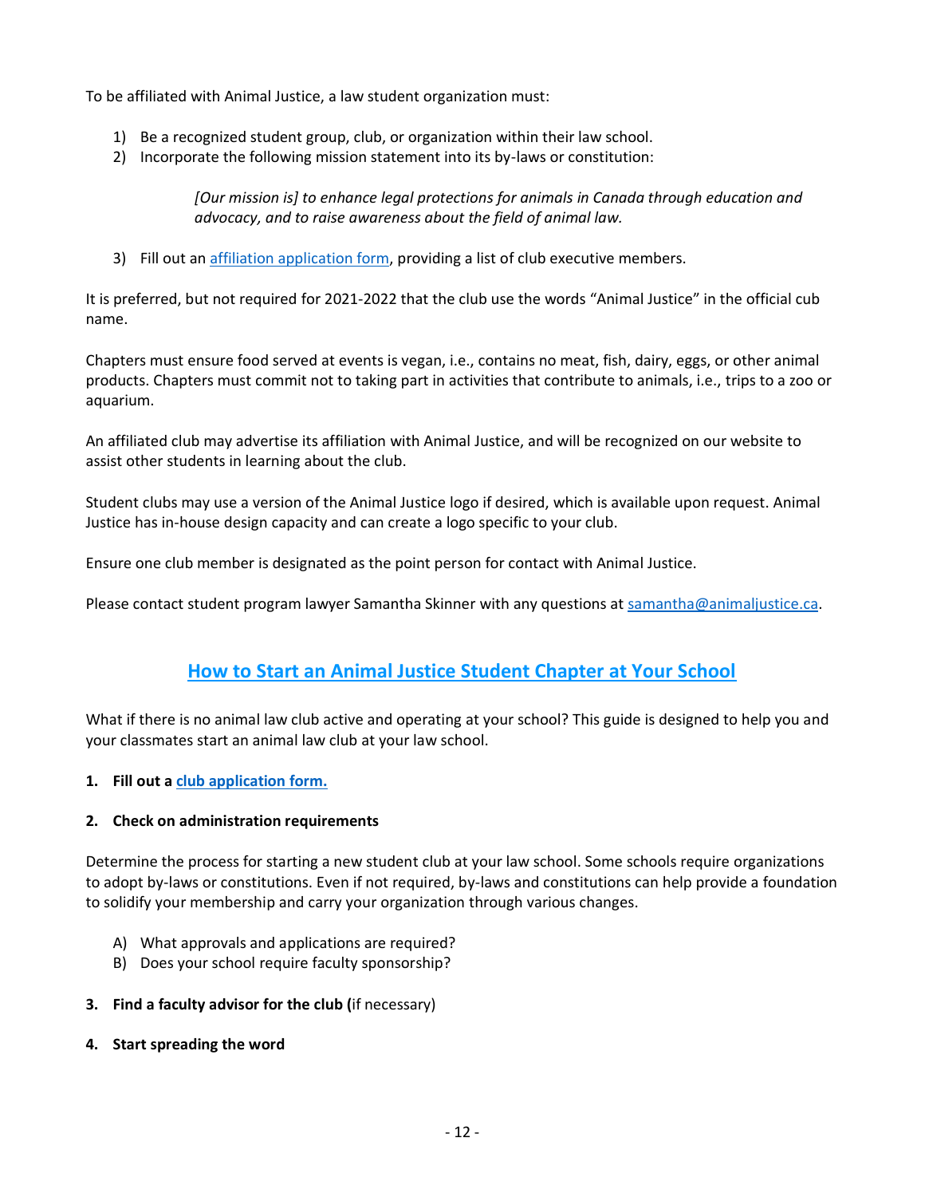To be affiliated with Animal Justice, a law student organization must:

1) Be a recognized student group, club, or organization within their law school.
2) Incorporate the following mission statement into its by-laws or constitution:

> *[Our mission is] to enhance legal protections for animals in Canada through education and advocacy, and to raise awareness about the field of animal law.*

3) Fill out an [affiliation application form](), providing a list of club executive members.

It is preferred, but not required for 2021-2022 that the club use the words "Animal Justice" in the official cub name.

Chapters must ensure food served at events is vegan, i.e., contains no meat, fish, dairy, eggs, or other animal products. Chapters must commit not to taking part in activities that contribute to animals, i.e., trips to a zoo or aquarium.

An affiliated club may advertise its affiliation with Animal Justice, and will be recognized on our website to assist other students in learning about the club.

Student clubs may use a version of the Animal Justice logo if desired, which is available upon request. Animal Justice has in-house design capacity and can create a logo specific to your club.

Ensure one club member is designated as the point person for contact with Animal Justice.

Please contact student program lawyer Samantha Skinner with any questions at [samantha@animaljustice.ca](mailto:samantha@animaljustice.ca).

## How to Start an Animal Justice Student Chapter at Your School

What if there is no animal law club active and operating at your school? This guide is designed to help you and your classmates start an animal law club at your law school.

**1. Fill out a [club application form.]()**

**2. Check on administration requirements**

Determine the process for starting a new student club at your law school. Some schools require organizations to adopt by-laws or constitutions. Even if not required, by-laws and constitutions can help provide a foundation to solidify your membership and carry your organization through various changes.

A) What approvals and applications are required?
B) Does your school require faculty sponsorship?

**3. Find a faculty advisor for the club (**if necessary)

**4. Start spreading the word**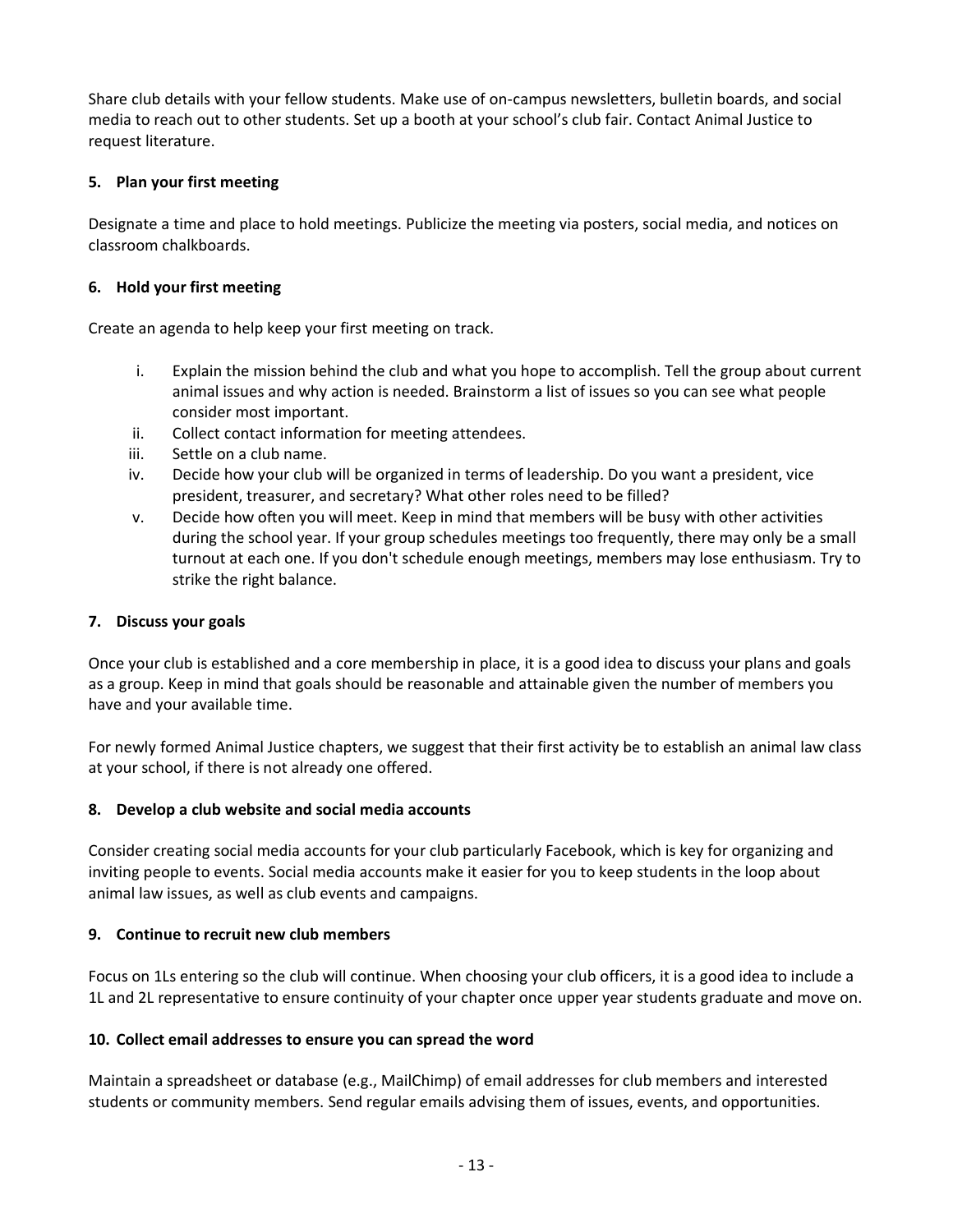Share club details with your fellow students. Make use of on-campus newsletters, bulletin boards, and social media to reach out to other students. Set up a booth at your school's club fair. Contact Animal Justice to request literature.

**5. Plan your first meeting**

Designate a time and place to hold meetings. Publicize the meeting via posters, social media, and notices on classroom chalkboards.

**6. Hold your first meeting**

Create an agenda to help keep your first meeting on track.

i. Explain the mission behind the club and what you hope to accomplish. Tell the group about current animal issues and why action is needed. Brainstorm a list of issues so you can see what people consider most important.
ii. Collect contact information for meeting attendees.
iii. Settle on a club name.
iv. Decide how your club will be organized in terms of leadership. Do you want a president, vice president, treasurer, and secretary? What other roles need to be filled?
v. Decide how often you will meet. Keep in mind that members will be busy with other activities during the school year. If your group schedules meetings too frequently, there may only be a small turnout at each one. If you don't schedule enough meetings, members may lose enthusiasm. Try to strike the right balance.

**7. Discuss your goals**

Once your club is established and a core membership in place, it is a good idea to discuss your plans and goals as a group. Keep in mind that goals should be reasonable and attainable given the number of members you have and your available time.

For newly formed Animal Justice chapters, we suggest that their first activity be to establish an animal law class at your school, if there is not already one offered.

**8. Develop a club website and social media accounts**

Consider creating social media accounts for your club particularly Facebook, which is key for organizing and inviting people to events. Social media accounts make it easier for you to keep students in the loop about animal law issues, as well as club events and campaigns.

**9. Continue to recruit new club members**

Focus on 1Ls entering so the club will continue. When choosing your club officers, it is a good idea to include a 1L and 2L representative to ensure continuity of your chapter once upper year students graduate and move on.

**10. Collect email addresses to ensure you can spread the word**

Maintain a spreadsheet or database (e.g., MailChimp) of email addresses for club members and interested students or community members. Send regular emails advising them of issues, events, and opportunities.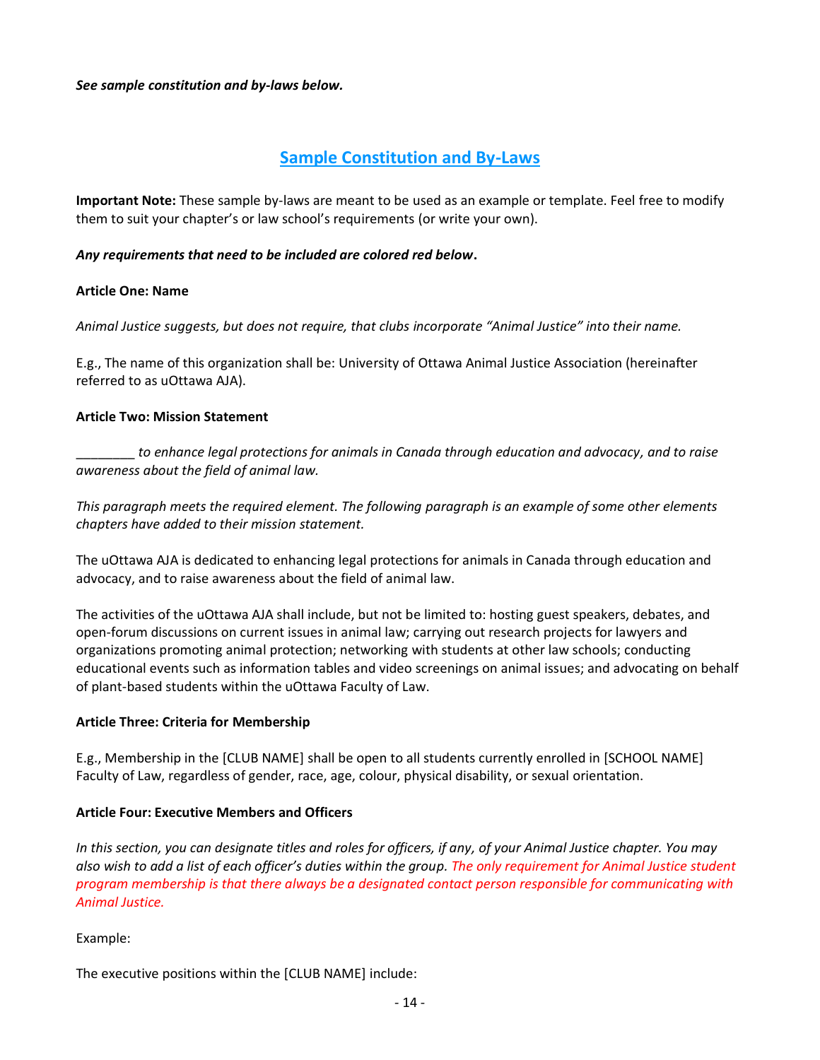***See sample constitution and by-laws below.***

## Sample Constitution and By-Laws

**Important Note:** These sample by-laws are meant to be used as an example or template. Feel free to modify them to suit your chapter's or law school's requirements (or write your own).

***Any requirements that need to be included are colored red below*.**

**Article One: Name**

*Animal Justice suggests, but does not require, that clubs incorporate "Animal Justice" into their name.*

E.g., The name of this organization shall be: University of Ottawa Animal Justice Association (hereinafter referred to as uOttawa AJA).

**Article Two: Mission Statement**

*________ to enhance legal protections for animals in Canada through education and advocacy, and to raise awareness about the field of animal law.*

*This paragraph meets the required element. The following paragraph is an example of some other elements chapters have added to their mission statement.*

The uOttawa AJA is dedicated to enhancing legal protections for animals in Canada through education and advocacy, and to raise awareness about the field of animal law.

The activities of the uOttawa AJA shall include, but not be limited to: hosting guest speakers, debates, and open-forum discussions on current issues in animal law; carrying out research projects for lawyers and organizations promoting animal protection; networking with students at other law schools; conducting educational events such as information tables and video screenings on animal issues; and advocating on behalf of plant-based students within the uOttawa Faculty of Law.

**Article Three: Criteria for Membership**

E.g., Membership in the [CLUB NAME] shall be open to all students currently enrolled in [SCHOOL NAME] Faculty of Law, regardless of gender, race, age, colour, physical disability, or sexual orientation.

**Article Four: Executive Members and Officers**

*In this section, you can designate titles and roles for officers, if any, of your Animal Justice chapter. You may also wish to add a list of each officer's duties within the group. The only requirement for Animal Justice student program membership is that there always be a designated contact person responsible for communicating with Animal Justice.*

Example:

The executive positions within the [CLUB NAME] include: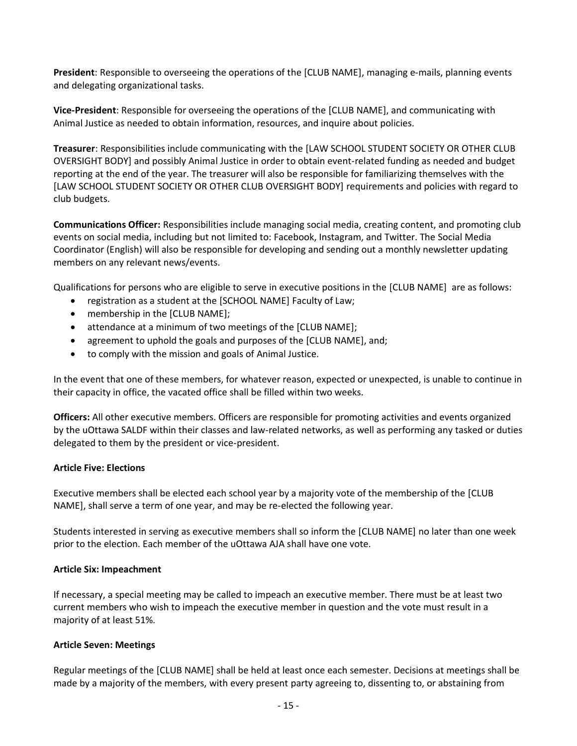**President**: Responsible to overseeing the operations of the [CLUB NAME], managing e-mails, planning events and delegating organizational tasks.

**Vice-President**: Responsible for overseeing the operations of the [CLUB NAME], and communicating with Animal Justice as needed to obtain information, resources, and inquire about policies.

**Treasurer**: Responsibilities include communicating with the [LAW SCHOOL STUDENT SOCIETY OR OTHER CLUB OVERSIGHT BODY] and possibly Animal Justice in order to obtain event-related funding as needed and budget reporting at the end of the year. The treasurer will also be responsible for familiarizing themselves with the [LAW SCHOOL STUDENT SOCIETY OR OTHER CLUB OVERSIGHT BODY] requirements and policies with regard to club budgets.

**Communications Officer:** Responsibilities include managing social media, creating content, and promoting club events on social media, including but not limited to: Facebook, Instagram, and Twitter. The Social Media Coordinator (English) will also be responsible for developing and sending out a monthly newsletter updating members on any relevant news/events.

Qualifications for persons who are eligible to serve in executive positions in the [CLUB NAME] are as follows:

- registration as a student at the [SCHOOL NAME] Faculty of Law;
- membership in the [CLUB NAME];
- attendance at a minimum of two meetings of the [CLUB NAME];
- agreement to uphold the goals and purposes of the [CLUB NAME], and;
- to comply with the mission and goals of Animal Justice.

In the event that one of these members, for whatever reason, expected or unexpected, is unable to continue in their capacity in office, the vacated office shall be filled within two weeks.

**Officers:** All other executive members. Officers are responsible for promoting activities and events organized by the uOttawa SALDF within their classes and law-related networks, as well as performing any tasked or duties delegated to them by the president or vice-president.

**Article Five: Elections**

Executive members shall be elected each school year by a majority vote of the membership of the [CLUB NAME], shall serve a term of one year, and may be re-elected the following year.

Students interested in serving as executive members shall so inform the [CLUB NAME] no later than one week prior to the election. Each member of the uOttawa AJA shall have one vote.

**Article Six: Impeachment**

If necessary, a special meeting may be called to impeach an executive member. There must be at least two current members who wish to impeach the executive member in question and the vote must result in a majority of at least 51%.

**Article Seven: Meetings**

Regular meetings of the [CLUB NAME] shall be held at least once each semester. Decisions at meetings shall be made by a majority of the members, with every present party agreeing to, dissenting to, or abstaining from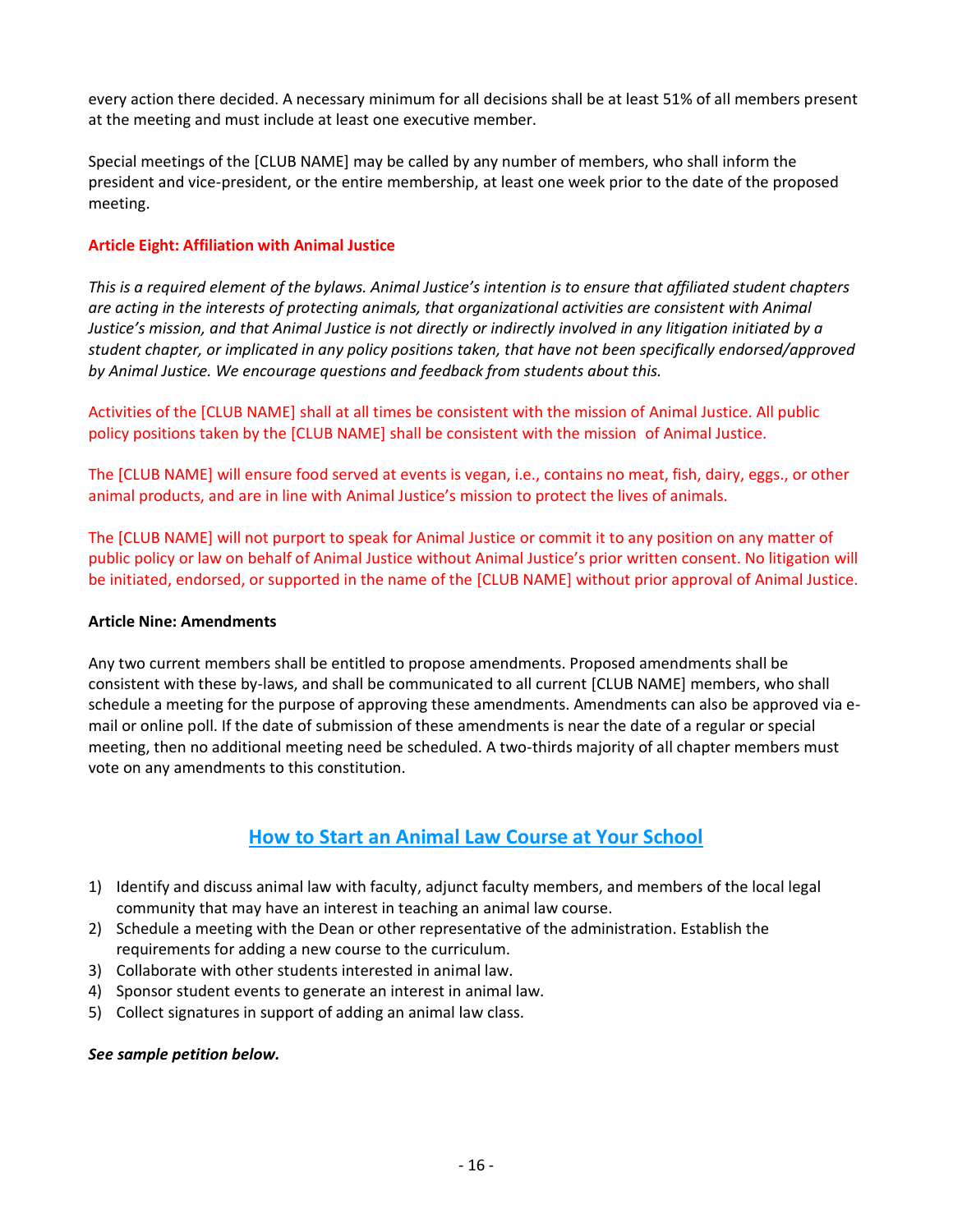every action there decided. A necessary minimum for all decisions shall be at least 51% of all members present at the meeting and must include at least one executive member.

Special meetings of the [CLUB NAME] may be called by any number of members, who shall inform the president and vice-president, or the entire membership, at least one week prior to the date of the proposed meeting.

**Article Eight: Affiliation with Animal Justice**

*This is a required element of the bylaws. Animal Justice's intention is to ensure that affiliated student chapters are acting in the interests of protecting animals, that organizational activities are consistent with Animal Justice's mission, and that Animal Justice is not directly or indirectly involved in any litigation initiated by a student chapter, or implicated in any policy positions taken, that have not been specifically endorsed/approved by Animal Justice. We encourage questions and feedback from students about this.*

Activities of the [CLUB NAME] shall at all times be consistent with the mission of Animal Justice. All public policy positions taken by the [CLUB NAME] shall be consistent with the mission of Animal Justice.

The [CLUB NAME] will ensure food served at events is vegan, i.e., contains no meat, fish, dairy, eggs., or other animal products, and are in line with Animal Justice's mission to protect the lives of animals.

The [CLUB NAME] will not purport to speak for Animal Justice or commit it to any position on any matter of public policy or law on behalf of Animal Justice without Animal Justice's prior written consent. No litigation will be initiated, endorsed, or supported in the name of the [CLUB NAME] without prior approval of Animal Justice.

**Article Nine: Amendments**

Any two current members shall be entitled to propose amendments. Proposed amendments shall be consistent with these by-laws, and shall be communicated to all current [CLUB NAME] members, who shall schedule a meeting for the purpose of approving these amendments. Amendments can also be approved via e-mail or online poll. If the date of submission of these amendments is near the date of a regular or special meeting, then no additional meeting need be scheduled. A two-thirds majority of all chapter members must vote on any amendments to this constitution.

## How to Start an Animal Law Course at Your School

1) Identify and discuss animal law with faculty, adjunct faculty members, and members of the local legal community that may have an interest in teaching an animal law course.
2) Schedule a meeting with the Dean or other representative of the administration. Establish the requirements for adding a new course to the curriculum.
3) Collaborate with other students interested in animal law.
4) Sponsor student events to generate an interest in animal law.
5) Collect signatures in support of adding an animal law class.

***See sample petition below.***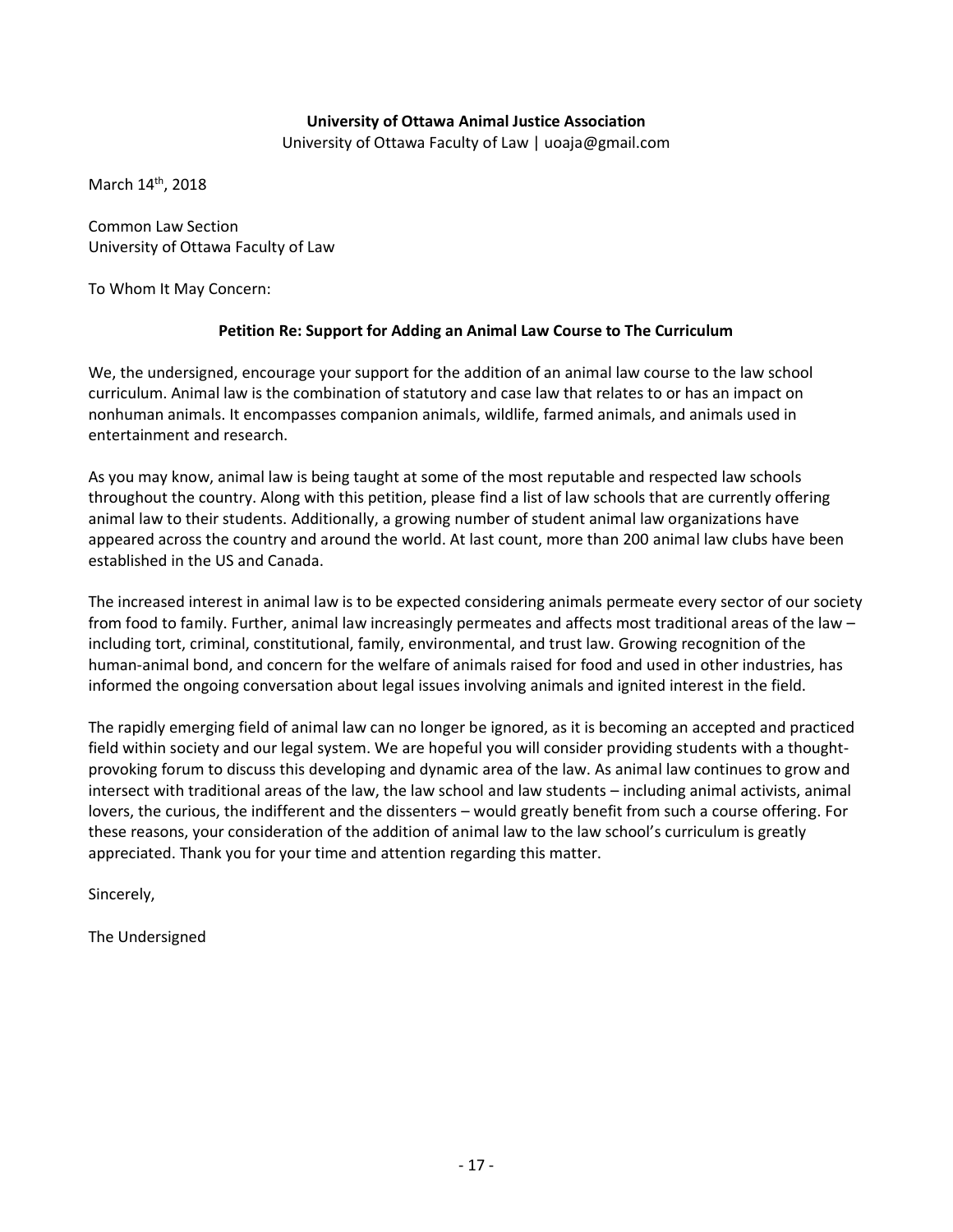**University of Ottawa Animal Justice Association**
University of Ottawa Faculty of Law | uoaja@gmail.com

March 14th, 2018

Common Law Section
University of Ottawa Faculty of Law

To Whom It May Concern:

**Petition Re: Support for Adding an Animal Law Course to The Curriculum**

We, the undersigned, encourage your support for the addition of an animal law course to the law school curriculum. Animal law is the combination of statutory and case law that relates to or has an impact on nonhuman animals. It encompasses companion animals, wildlife, farmed animals, and animals used in entertainment and research.

As you may know, animal law is being taught at some of the most reputable and respected law schools throughout the country. Along with this petition, please find a list of law schools that are currently offering animal law to their students. Additionally, a growing number of student animal law organizations have appeared across the country and around the world. At last count, more than 200 animal law clubs have been established in the US and Canada.

The increased interest in animal law is to be expected considering animals permeate every sector of our society from food to family. Further, animal law increasingly permeates and affects most traditional areas of the law – including tort, criminal, constitutional, family, environmental, and trust law. Growing recognition of the human-animal bond, and concern for the welfare of animals raised for food and used in other industries, has informed the ongoing conversation about legal issues involving animals and ignited interest in the field.

The rapidly emerging field of animal law can no longer be ignored, as it is becoming an accepted and practiced field within society and our legal system. We are hopeful you will consider providing students with a thought-provoking forum to discuss this developing and dynamic area of the law. As animal law continues to grow and intersect with traditional areas of the law, the law school and law students – including animal activists, animal lovers, the curious, the indifferent and the dissenters – would greatly benefit from such a course offering. For these reasons, your consideration of the addition of animal law to the law school's curriculum is greatly appreciated. Thank you for your time and attention regarding this matter.

Sincerely,

The Undersigned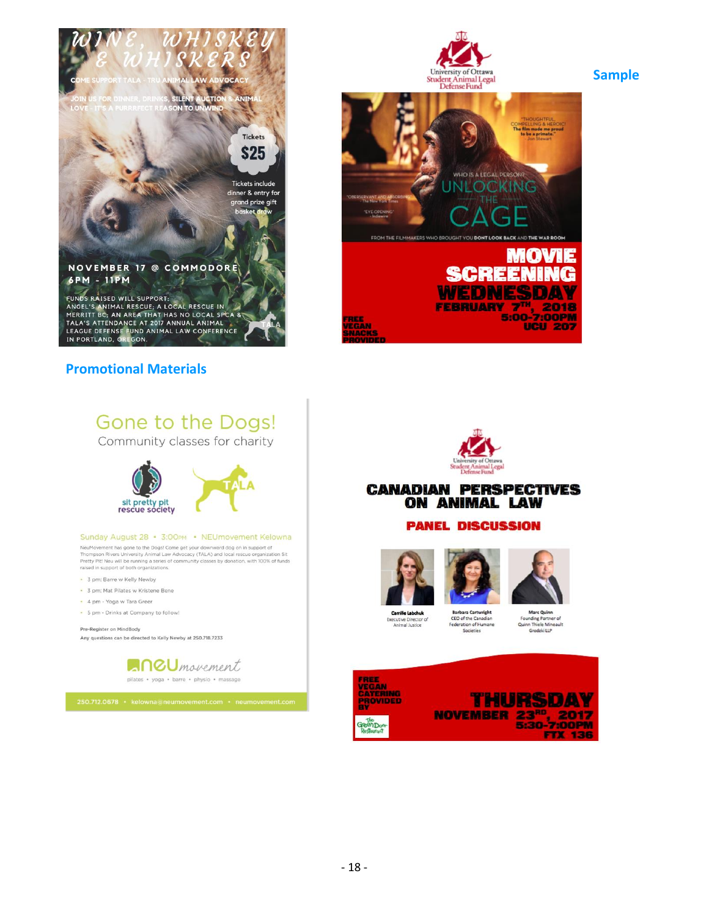## Promotional Materials

## Sample

# WINE, WHISKEY & WHISKERS

COME SUPPORT TALA - TRU ANIMAL LAW ADVOCACY

JOIN US FOR DINNER, DRINKS, SILENT AUCTION & ANIMAL LOVE - IT'S A PURRRFECT REASON TO UNWIND

Tickets $25

Tickets include dinner & entry for grand prize gift basket draw

NOVEMBER 17 @ COMMODORE
6PM - 11PM

FUNDS RAISED WILL SUPPORT: ANGEL'S ANIMAL RESCUE; A LOCAL RESCUE IN MERRITT BC; AN AREA THAT HAS NO LOCAL SPCA & TALA'S ATTENDANCE AT 2017 ANNUAL ANIMAL LEAGUE DEFENSE FUND ANIMAL LAW CONFERENCE IN PORTLAND, OREGON.

---

University of Ottawa Student Animal Legal Defense Fund

WHO IS A LEGAL PERSON?

# UNLOCKING THE CAGE

"THOUGHTFUL, COMPELLING & HEROIC! The film made me proud to be a primate." - Jon Stewart

"OBSERVANT AND ABSORBING" - The New York Times

"EYE OPENING" - Indiewire

FROM THE FILMMAKERS WHO BROUGHT YOU DONT LOOK BACK AND THE WAR ROOM

**MOVIE SCREENING**
**WEDNESDAY**
**FEBRUARY 7TH, 2018**
**5:00-7:00PM**
**UCU 207**

FREE VEGAN SNACKS PROVIDED

---

# Gone to the Dogs!

Community classes for charity

sit pretty pit rescue society | TALA

Sunday August 28 • 3:00PM • NEUmovement Kelowna

NeuMovement has gone to the Dogs! Come get your downward dog on in support of Thompson Rivers University Animal Law Advocacy (TALA) and local rescue organization Sit Pretty Pit! Neu will be running a series of community classes by donation, with 100% of funds raised in support of both organizations.

- 3 pm: Barre w Kelly Newby
- 3 pm: Mat Pilates w Kristene Bene
- 4 pm - Yoga w Tara Greer
- 5 pm - Drinks at Company to follow!

Pre-Register on MindBody

Any questions can be directed to Kelly Newby at 250.718.7233

neUmovement
pilates • yoga • barre • physio • massage

250.712.0678 • kelowna@neumovement.com • neumovement.com

---

University of Ottawa Student Animal Legal Defense Fund

# CANADIAN PERSPECTIVES ON ANIMAL LAW

## PANEL DISCUSSION

Camille Labchuk
Executive Director of Animal Justice

Barbara Cartwright
CEO of the Canadian Federation of Humane Societies

Marc Quinn
Founding Partner of Quinn Thiele Mineault Grodzki LLP

FREE VEGAN CATERING PROVIDED BY The Green Door Restaurant

**THURSDAY**
**NOVEMBER 23RD, 2017**
**5:30-7:00PM**
**FTX 136**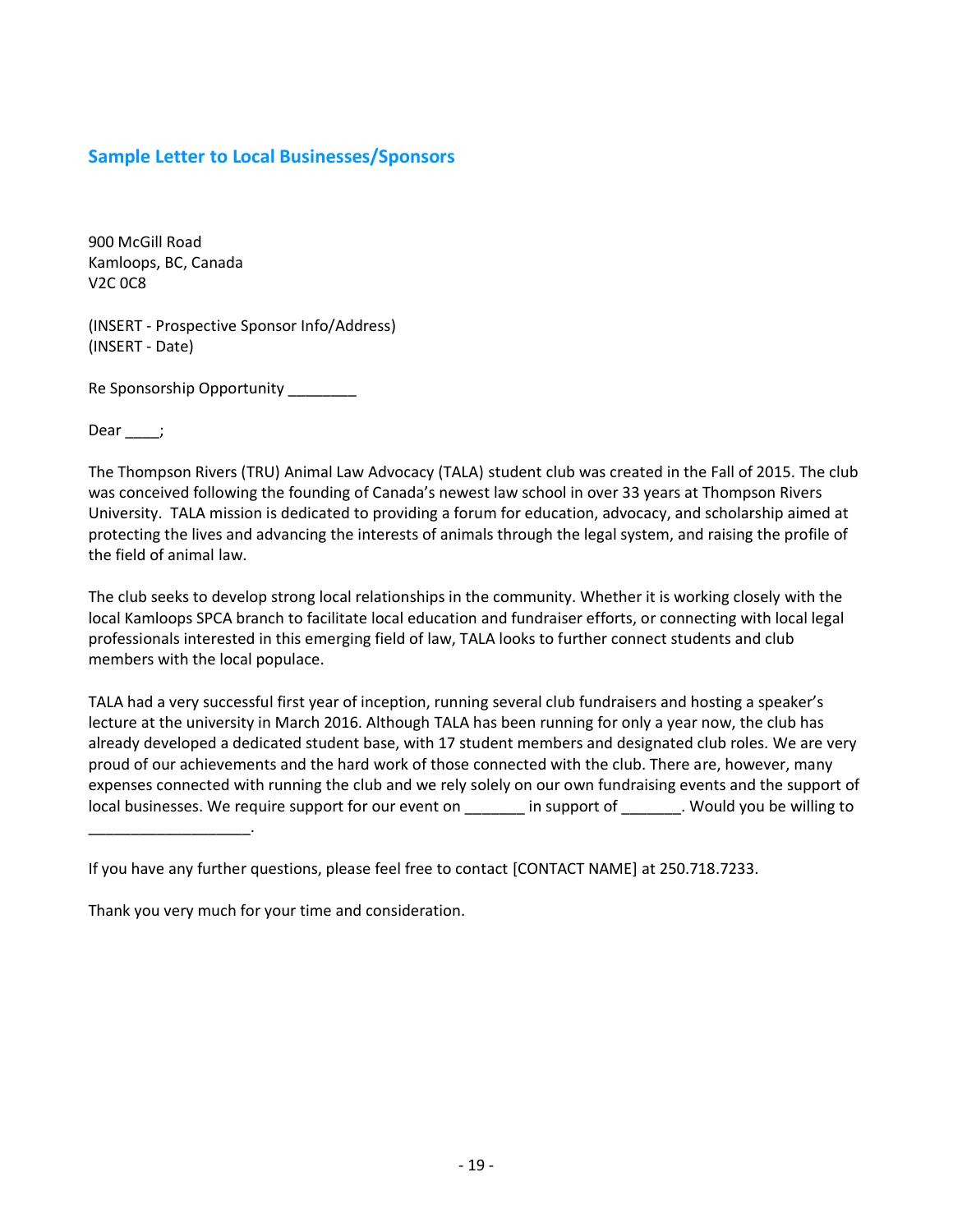## Sample Letter to Local Businesses/Sponsors

900 McGill Road
Kamloops, BC, Canada
V2C 0C8

(INSERT - Prospective Sponsor Info/Address)
(INSERT - Date)

Re Sponsorship Opportunity ________

Dear ____;

The Thompson Rivers (TRU) Animal Law Advocacy (TALA) student club was created in the Fall of 2015. The club was conceived following the founding of Canada's newest law school in over 33 years at Thompson Rivers University. TALA mission is dedicated to providing a forum for education, advocacy, and scholarship aimed at protecting the lives and advancing the interests of animals through the legal system, and raising the profile of the field of animal law.

The club seeks to develop strong local relationships in the community. Whether it is working closely with the local Kamloops SPCA branch to facilitate local education and fundraiser efforts, or connecting with local legal professionals interested in this emerging field of law, TALA looks to further connect students and club members with the local populace.

TALA had a very successful first year of inception, running several club fundraisers and hosting a speaker's lecture at the university in March 2016. Although TALA has been running for only a year now, the club has already developed a dedicated student base, with 17 student members and designated club roles. We are very proud of our achievements and the hard work of those connected with the club. There are, however, many expenses connected with running the club and we rely solely on our own fundraising events and the support of local businesses. We require support for our event on _______ in support of _______. Would you be willing to ___________________.

If you have any further questions, please feel free to contact [CONTACT NAME] at 250.718.7233.

Thank you very much for your time and consideration.